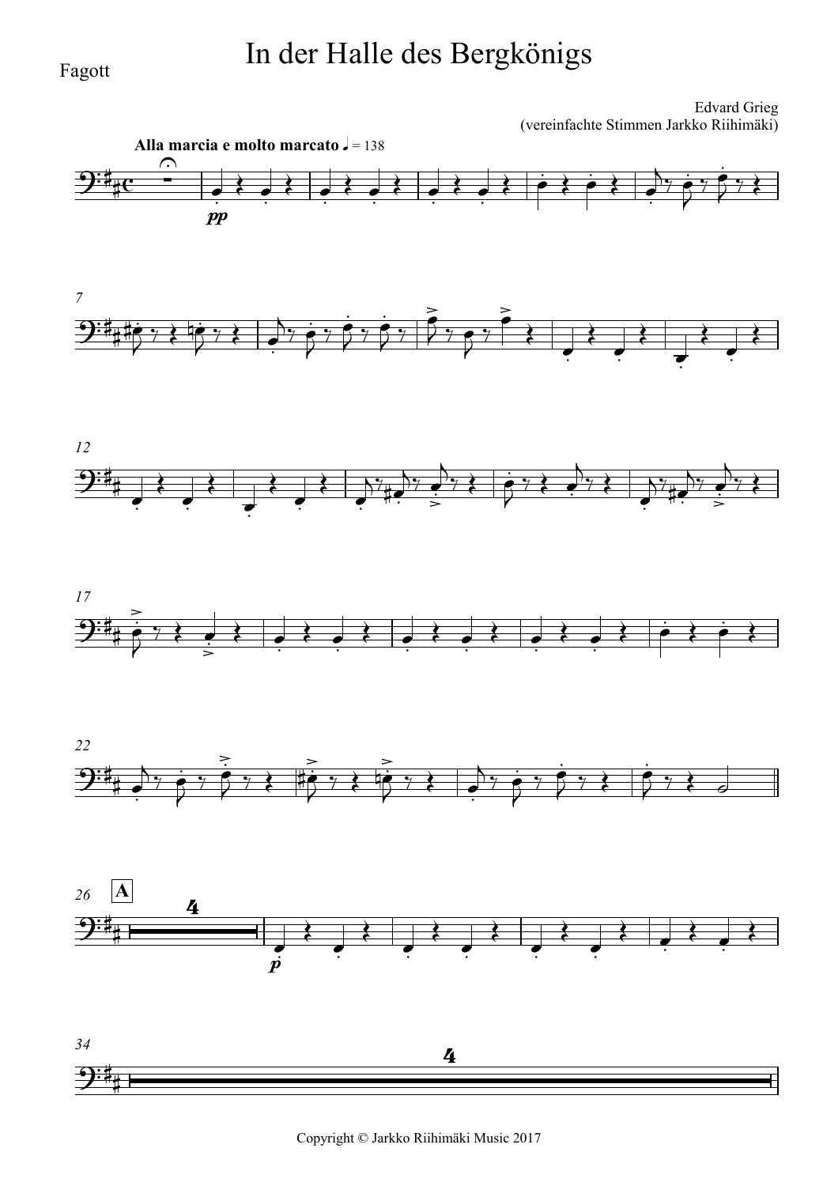Fagott

# In der Halle des Bergkönigs

Edvard Grieg
(vereinfachte Stimmen Jarkko Riihimäki)

**Alla marcia e molto marcato** ♩ = 138

Copyright © Jarkko Riihimäki Music 2017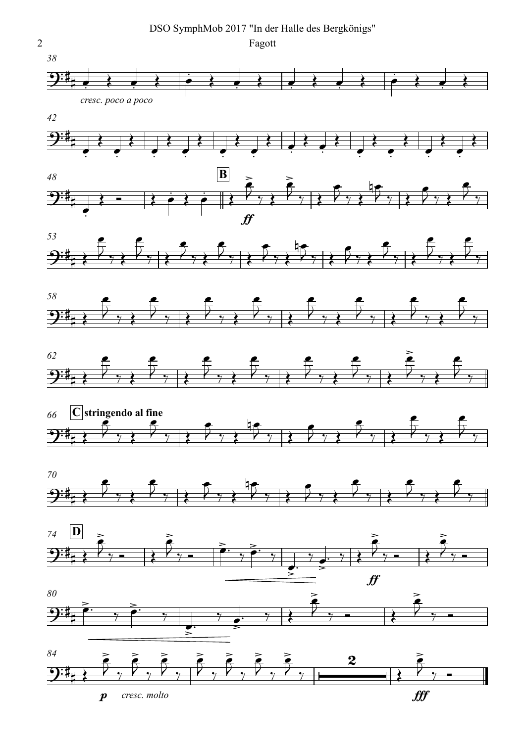*cresc. poco a poco*

**B**

*ff*

**C** **stringendo al fine**

**D**

*ff*

*p* *cresc. molto*

*fff*